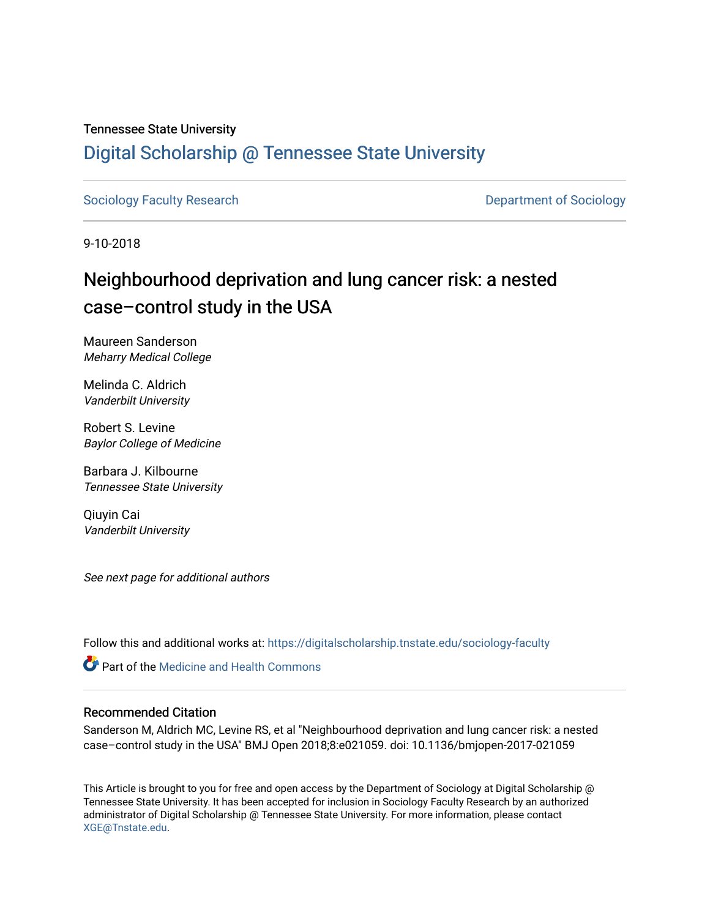Tennessee State University

# Digital Scholarship @ Tennessee State University

Sociology Faculty Research

Department of Sociology

9-10-2018

# Neighbourhood deprivation and lung cancer risk: a nested case–control study in the USA

Maureen Sanderson
*Meharry Medical College*

Melinda C. Aldrich
*Vanderbilt University*

Robert S. Levine
*Baylor College of Medicine*

Barbara J. Kilbourne
*Tennessee State University*

Qiuyin Cai
*Vanderbilt University*

*See next page for additional authors*

Follow this and additional works at: https://digitalscholarship.tnstate.edu/sociology-faculty

Part of the Medicine and Health Commons

## Recommended Citation

Sanderson M, Aldrich MC, Levine RS, et al "Neighbourhood deprivation and lung cancer risk: a nested case–control study in the USA" BMJ Open 2018;8:e021059. doi: 10.1136/bmjopen-2017-021059

This Article is brought to you for free and open access by the Department of Sociology at Digital Scholarship @ Tennessee State University. It has been accepted for inclusion in Sociology Faculty Research by an authorized administrator of Digital Scholarship @ Tennessee State University. For more information, please contact XGE@Tnstate.edu.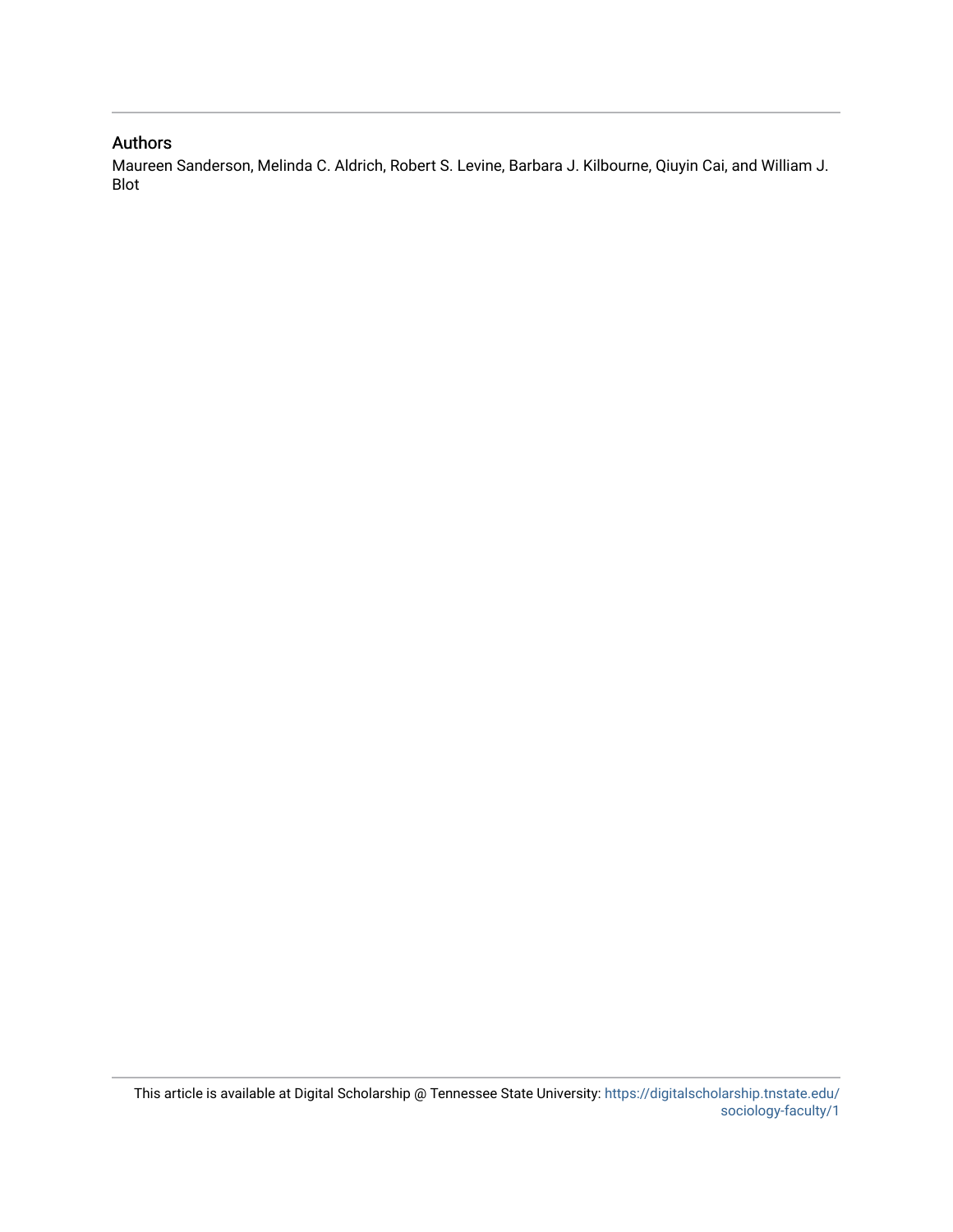## Authors

Maureen Sanderson, Melinda C. Aldrich, Robert S. Levine, Barbara J. Kilbourne, Qiuyin Cai, and William J. Blot

This article is available at Digital Scholarship @ Tennessee State University: https://digitalscholarship.tnstate.edu/sociology-faculty/1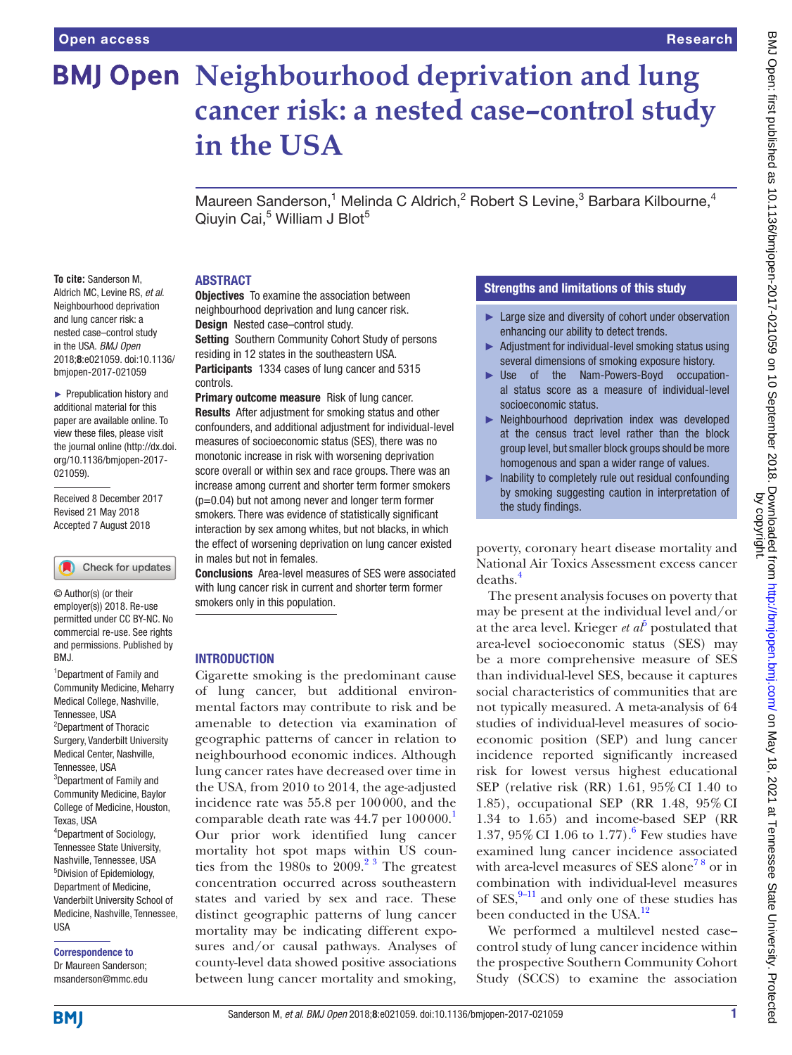# Neighbourhood deprivation and lung cancer risk: a nested case–control study in the USA

Maureen Sanderson,[1] Melinda C Aldrich,[2] Robert S Levine,[3] Barbara Kilbourne,[4] Qiuyin Cai,[5] William J Blot[5]

**To cite:** Sanderson M, Aldrich MC, Levine RS, *et al*. Neighbourhood deprivation and lung cancer risk: a nested case–control study in the USA. *BMJ Open* 2018;**8**:e021059. doi:10.1136/bmjopen-2017-021059

► Prepublication history and additional material for this paper are available online. To view these files, please visit the journal online (http://dx.doi.org/10.1136/bmjopen-2017-021059).

Received 8 December 2017
Revised 21 May 2018
Accepted 7 August 2018

© Author(s) (or their employer(s)) 2018. Re-use permitted under CC BY-NC. No commercial re-use. See rights and permissions. Published by BMJ.

[1]Department of Family and Community Medicine, Meharry Medical College, Nashville, Tennessee, USA
[2]Department of Thoracic Surgery, Vanderbilt University Medical Center, Nashville, Tennessee, USA
[3]Department of Family and Community Medicine, Baylor College of Medicine, Houston, Texas, USA
[4]Department of Sociology, Tennessee State University, Nashville, Tennessee, USA
[5]Division of Epidemiology, Department of Medicine, Vanderbilt University School of Medicine, Nashville, Tennessee, USA

**Correspondence to**
Dr Maureen Sanderson; msanderson@mmc.edu

## Abstract

**Objectives** To examine the association between neighbourhood deprivation and lung cancer risk.
**Design** Nested case–control study.
**Setting** Southern Community Cohort Study of persons residing in 12 states in the southeastern USA.
**Participants** 1334 cases of lung cancer and 5315 controls.
**Primary outcome measure** Risk of lung cancer.
**Results** After adjustment for smoking status and other confounders, and additional adjustment for individual-level measures of socioeconomic status (SES), there was no monotonic increase in risk with worsening deprivation score overall or within sex and race groups. There was an increase among current and shorter term former smokers (p=0.04) but not among never and longer term former smokers. There was evidence of statistically significant interaction by sex among whites, but not blacks, in which the effect of worsening deprivation on lung cancer existed in males but not in females.
**Conclusions** Area-level measures of SES were associated with lung cancer risk in current and shorter term former smokers only in this population.

## Strengths and limitations of this study

- ► Large size and diversity of cohort under observation enhancing our ability to detect trends.
- ► Adjustment for individual-level smoking status using several dimensions of smoking exposure history.
- ► Use of the Nam-Powers-Boyd occupational status score as a measure of individual-level socioeconomic status.
- ► Neighbourhood deprivation index was developed at the census tract level rather than the block group level, but smaller block groups should be more homogenous and span a wider range of values.
- ► Inability to completely rule out residual confounding by smoking suggesting caution in interpretation of the study findings.

## Introduction

Cigarette smoking is the predominant cause of lung cancer, but additional environmental factors may contribute to risk and be amenable to detection via examination of geographic patterns of cancer in relation to neighbourhood economic indices. Although lung cancer rates have decreased over time in the USA, from 2010 to 2014, the age-adjusted incidence rate was 55.8 per 100 000, and the comparable death rate was 44.7 per 100 000.[1] Our prior work identified lung cancer mortality hot spot maps within US counties from the 1980s to 2009.[2 3] The greatest concentration occurred across southeastern states and varied by sex and race. These distinct geographic patterns of lung cancer mortality may be indicating different exposures and/or causal pathways. Analyses of county-level data showed positive associations between lung cancer mortality and smoking, poverty, coronary heart disease mortality and National Air Toxics Assessment excess cancer deaths.[4]

The present analysis focuses on poverty that may be present at the individual level and/or at the area level. Krieger *et al*[5] postulated that area-level socioeconomic status (SES) may be a more comprehensive measure of SES than individual-level SES, because it captures social characteristics of communities that are not typically measured. A meta-analysis of 64 studies of individual-level measures of socioeconomic position (SEP) and lung cancer incidence reported significantly increased risk for lowest versus highest educational SEP (relative risk (RR) 1.61, 95% CI 1.40 to 1.85), occupational SEP (RR 1.48, 95% CI 1.34 to 1.65) and income-based SEP (RR 1.37, 95% CI 1.06 to 1.77).[6] Few studies have examined lung cancer incidence associated with area-level measures of SES alone[7 8] or in combination with individual-level measures of SES,[9–11] and only one of these studies has been conducted in the USA.[12]

We performed a multilevel nested case–control study of lung cancer incidence within the prospective Southern Community Cohort Study (SCCS) to examine the association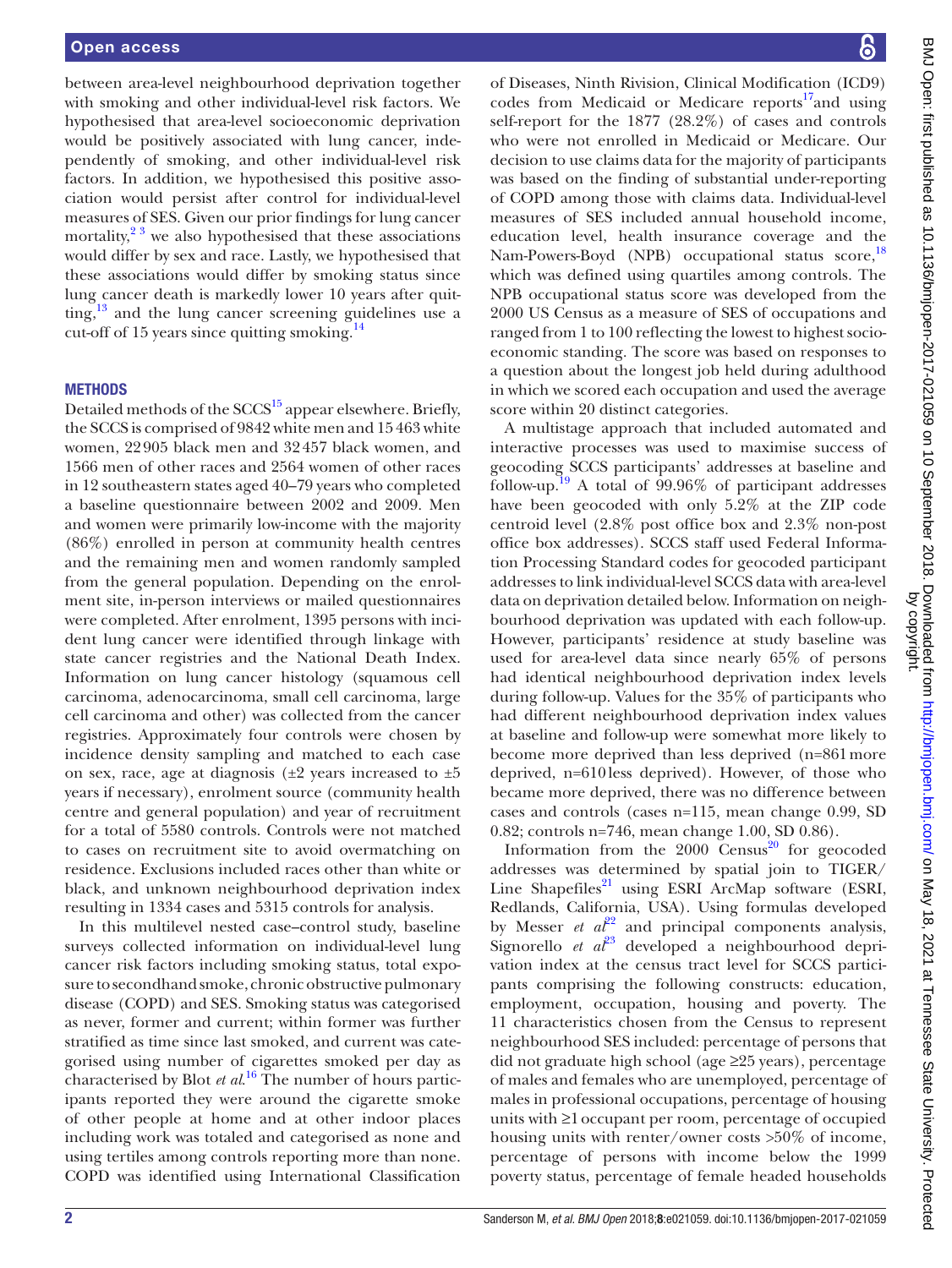between area-level neighbourhood deprivation together with smoking and other individual-level risk factors. We hypothesised that area-level socioeconomic deprivation would be positively associated with lung cancer, independently of smoking, and other individual-level risk factors. In addition, we hypothesised this positive association would persist after control for individual-level measures of SES. Given our prior findings for lung cancer mortality,[2 3] we also hypothesised that these associations would differ by sex and race. Lastly, we hypothesised that these associations would differ by smoking status since lung cancer death is markedly lower 10 years after quitting,[13] and the lung cancer screening guidelines use a cut-off of 15 years since quitting smoking.[14]

## METHODS

Detailed methods of the SCCS[15] appear elsewhere. Briefly, the SCCS is comprised of 9842 white men and 15 463 white women, 22 905 black men and 32 457 black women, and 1566 men of other races and 2564 women of other races in 12 southeastern states aged 40–79 years who completed a baseline questionnaire between 2002 and 2009. Men and women were primarily low-income with the majority (86%) enrolled in person at community health centres and the remaining men and women randomly sampled from the general population. Depending on the enrolment site, in-person interviews or mailed questionnaires were completed. After enrolment, 1395 persons with incident lung cancer were identified through linkage with state cancer registries and the National Death Index. Information on lung cancer histology (squamous cell carcinoma, adenocarcinoma, small cell carcinoma, large cell carcinoma and other) was collected from the cancer registries. Approximately four controls were chosen by incidence density sampling and matched to each case on sex, race, age at diagnosis (±2 years increased to ±5 years if necessary), enrolment source (community health centre and general population) and year of recruitment for a total of 5580 controls. Controls were not matched to cases on recruitment site to avoid overmatching on residence. Exclusions included races other than white or black, and unknown neighbourhood deprivation index resulting in 1334 cases and 5315 controls for analysis.

In this multilevel nested case–control study, baseline surveys collected information on individual-level lung cancer risk factors including smoking status, total exposure to secondhand smoke, chronic obstructive pulmonary disease (COPD) and SES. Smoking status was categorised as never, former and current; within former was further stratified as time since last smoked, and current was categorised using number of cigarettes smoked per day as characterised by Blot *et al*.[16] The number of hours participants reported they were around the cigarette smoke of other people at home and at other indoor places including work was totaled and categorised as none and using tertiles among controls reporting more than none. COPD was identified using International Classification of Diseases, Ninth Rivision, Clinical Modification (ICD9) codes from Medicaid or Medicare reports[17] and using self-report for the 1877 (28.2%) of cases and controls who were not enrolled in Medicaid or Medicare. Our decision to use claims data for the majority of participants was based on the finding of substantial under-reporting of COPD among those with claims data. Individual-level measures of SES included annual household income, education level, health insurance coverage and the Nam-Powers-Boyd (NPB) occupational status score,[18] which was defined using quartiles among controls. The NPB occupational status score was developed from the 2000 US Census as a measure of SES of occupations and ranged from 1 to 100 reflecting the lowest to highest socioeconomic standing. The score was based on responses to a question about the longest job held during adulthood in which we scored each occupation and used the average score within 20 distinct categories.

A multistage approach that included automated and interactive processes was used to maximise success of geocoding SCCS participants' addresses at baseline and follow-up.[19] A total of 99.96% of participant addresses have been geocoded with only 5.2% at the ZIP code centroid level (2.8% post office box and 2.3% non-post office box addresses). SCCS staff used Federal Information Processing Standard codes for geocoded participant addresses to link individual-level SCCS data with area-level data on deprivation detailed below. Information on neighbourhood deprivation was updated with each follow-up. However, participants' residence at study baseline was used for area-level data since nearly 65% of persons had identical neighbourhood deprivation index levels during follow-up. Values for the 35% of participants who had different neighbourhood deprivation index values at baseline and follow-up were somewhat more likely to become more deprived than less deprived (n=861 more deprived, n=610 less deprived). However, of those who became more deprived, there was no difference between cases and controls (cases n=115, mean change 0.99, SD 0.82; controls n=746, mean change 1.00, SD 0.86).

Information from the 2000 Census[20] for geocoded addresses was determined by spatial join to TIGER/Line Shapefiles[21] using ESRI ArcMap software (ESRI, Redlands, California, USA). Using formulas developed by Messer *et al*[22] and principal components analysis, Signorello *et al*[23] developed a neighbourhood deprivation index at the census tract level for SCCS participants comprising the following constructs: education, employment, occupation, housing and poverty. The 11 characteristics chosen from the Census to represent neighbourhood SES included: percentage of persons that did not graduate high school (age ≥25 years), percentage of males and females who are unemployed, percentage of males in professional occupations, percentage of housing units with ≥1 occupant per room, percentage of occupied housing units with renter/owner costs >50% of income, percentage of persons with income below the 1999 poverty status, percentage of female headed households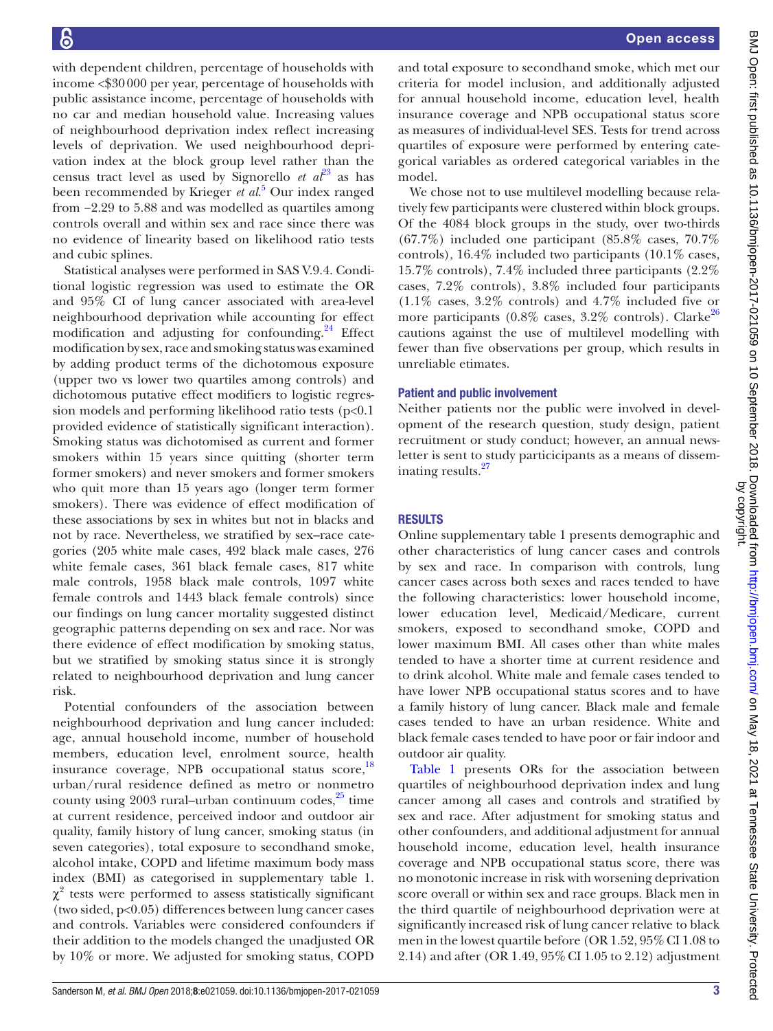with dependent children, percentage of households with income <$30 000 per year, percentage of households with public assistance income, percentage of households with no car and median household value. Increasing values of neighbourhood deprivation index reflect increasing levels of deprivation. We used neighbourhood deprivation index at the block group level rather than the census tract level as used by Signorello *et al*[23] as has been recommended by Krieger *et al*.[5] Our index ranged from −2.29 to 5.88 and was modelled as quartiles among controls overall and within sex and race since there was no evidence of linearity based on likelihood ratio tests and cubic splines.

Statistical analyses were performed in SAS V.9.4. Conditional logistic regression was used to estimate the OR and 95% CI of lung cancer associated with area-level neighbourhood deprivation while accounting for effect modification and adjusting for confounding.[24] Effect modification by sex, race and smoking status was examined by adding product terms of the dichotomous exposure (upper two vs lower two quartiles among controls) and dichotomous putative effect modifiers to logistic regression models and performing likelihood ratio tests ($p<0.1$ provided evidence of statistically significant interaction). Smoking status was dichotomised as current and former smokers within 15 years since quitting (shorter term former smokers) and never smokers and former smokers who quit more than 15 years ago (longer term former smokers). There was evidence of effect modification of these associations by sex in whites but not in blacks and not by race. Nevertheless, we stratified by sex–race categories (205 white male cases, 492 black male cases, 276 white female cases, 361 black female cases, 817 white male controls, 1958 black male controls, 1097 white female controls and 1443 black female controls) since our findings on lung cancer mortality suggested distinct geographic patterns depending on sex and race. Nor was there evidence of effect modification by smoking status, but we stratified by smoking status since it is strongly related to neighbourhood deprivation and lung cancer risk.

Potential confounders of the association between neighbourhood deprivation and lung cancer included: age, annual household income, number of household members, education level, enrolment source, health insurance coverage, NPB occupational status score,[18] urban/rural residence defined as metro or nonmetro county using 2003 rural–urban continuum codes,[25] time at current residence, perceived indoor and outdoor air quality, family history of lung cancer, smoking status (in seven categories), total exposure to secondhand smoke, alcohol intake, COPD and lifetime maximum body mass index (BMI) as categorised in supplementary table 1. $\chi^2$ tests were performed to assess statistically significant (two sided, $p<0.05$) differences between lung cancer cases and controls. Variables were considered confounders if their addition to the models changed the unadjusted OR by 10% or more. We adjusted for smoking status, COPD and total exposure to secondhand smoke, which met our criteria for model inclusion, and additionally adjusted for annual household income, education level, health insurance coverage and NPB occupational status score as measures of individual-level SES. Tests for trend across quartiles of exposure were performed by entering categorical variables as ordered categorical variables in the model.

We chose not to use multilevel modelling because relatively few participants were clustered within block groups. Of the 4084 block groups in the study, over two-thirds (67.7%) included one participant (85.8% cases, 70.7% controls), 16.4% included two participants (10.1% cases, 15.7% controls), 7.4% included three participants (2.2% cases, 7.2% controls), 3.8% included four participants (1.1% cases, 3.2% controls) and 4.7% included five or more participants (0.8% cases, 3.2% controls). Clarke[26] cautions against the use of multilevel modelling with fewer than five observations per group, which results in unreliable etimates.

### Patient and public involvement

Neither patients nor the public were involved in development of the research question, study design, patient recruitment or study conduct; however, an annual newsletter is sent to study particicipants as a means of disseminating results.[27]

## RESULTS

Online supplementary table 1 presents demographic and other characteristics of lung cancer cases and controls by sex and race. In comparison with controls, lung cancer cases across both sexes and races tended to have the following characteristics: lower household income, lower education level, Medicaid/Medicare, current smokers, exposed to secondhand smoke, COPD and lower maximum BMI. All cases other than white males tended to have a shorter time at current residence and to drink alcohol. White male and female cases tended to have lower NPB occupational status scores and to have a family history of lung cancer. Black male and female cases tended to have an urban residence. White and black female cases tended to have poor or fair indoor and outdoor air quality.

Table 1 presents ORs for the association between quartiles of neighbourhood deprivation index and lung cancer among all cases and controls and stratified by sex and race. After adjustment for smoking status and other confounders, and additional adjustment for annual household income, education level, health insurance coverage and NPB occupational status score, there was no monotonic increase in risk with worsening deprivation score overall or within sex and race groups. Black men in the third quartile of neighbourhood deprivation were at significantly increased risk of lung cancer relative to black men in the lowest quartile before (OR 1.52, 95% CI 1.08 to 2.14) and after (OR 1.49, 95% CI 1.05 to 2.12) adjustment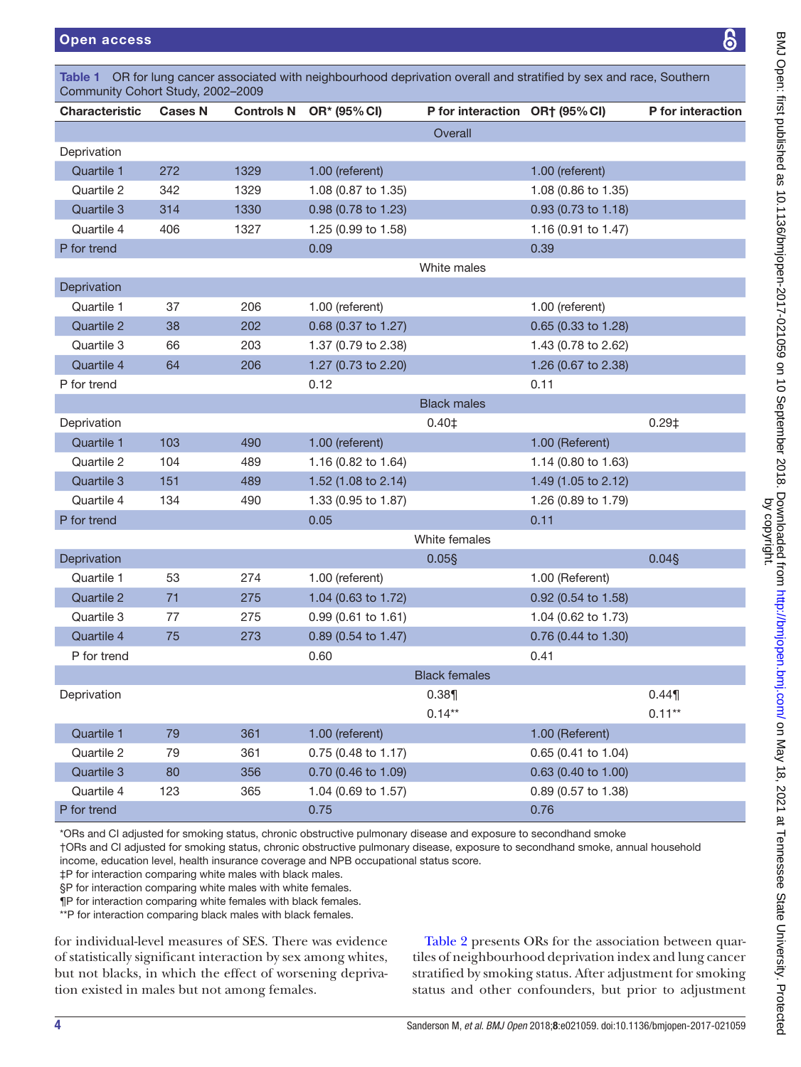**Table 1** OR for lung cancer associated with neighbourhood deprivation overall and stratified by sex and race, Southern Community Cohort Study, 2002–2009

| Characteristic | Cases N | Controls N | OR* (95% CI) | P for interaction | OR† (95% CI) | P for interaction |
|---|---|---|---|---|---|---|
| **Overall** | | | | | | |
| Deprivation | | | | | | |
| Quartile 1 | 272 | 1329 | 1.00 (referent) | | 1.00 (referent) | |
| Quartile 2 | 342 | 1329 | 1.08 (0.87 to 1.35) | | 1.08 (0.86 to 1.35) | |
| Quartile 3 | 314 | 1330 | 0.98 (0.78 to 1.23) | | 0.93 (0.73 to 1.18) | |
| Quartile 4 | 406 | 1327 | 1.25 (0.99 to 1.58) | | 1.16 (0.91 to 1.47) | |
| P for trend | | | 0.09 | | 0.39 | |
| **White males** | | | | | | |
| Deprivation | | | | | | |
| Quartile 1 | 37 | 206 | 1.00 (referent) | | 1.00 (referent) | |
| Quartile 2 | 38 | 202 | 0.68 (0.37 to 1.27) | | 0.65 (0.33 to 1.28) | |
| Quartile 3 | 66 | 203 | 1.37 (0.79 to 2.38) | | 1.43 (0.78 to 2.62) | |
| Quartile 4 | 64 | 206 | 1.27 (0.73 to 2.20) | | 1.26 (0.67 to 2.38) | |
| P for trend | | | 0.12 | | 0.11 | |
| **Black males** | | | | | | |
| Deprivation | | | | 0.40‡ | | 0.29‡ |
| Quartile 1 | 103 | 490 | 1.00 (referent) | | 1.00 (Referent) | |
| Quartile 2 | 104 | 489 | 1.16 (0.82 to 1.64) | | 1.14 (0.80 to 1.63) | |
| Quartile 3 | 151 | 489 | 1.52 (1.08 to 2.14) | | 1.49 (1.05 to 2.12) | |
| Quartile 4 | 134 | 490 | 1.33 (0.95 to 1.87) | | 1.26 (0.89 to 1.79) | |
| P for trend | | | 0.05 | | 0.11 | |
| **White females** | | | | | | |
| Deprivation | | | | 0.05§ | | 0.04§ |
| Quartile 1 | 53 | 274 | 1.00 (referent) | | 1.00 (Referent) | |
| Quartile 2 | 71 | 275 | 1.04 (0.63 to 1.72) | | 0.92 (0.54 to 1.58) | |
| Quartile 3 | 77 | 275 | 0.99 (0.61 to 1.61) | | 1.04 (0.62 to 1.73) | |
| Quartile 4 | 75 | 273 | 0.89 (0.54 to 1.47) | | 0.76 (0.44 to 1.30) | |
| P for trend | | | 0.60 | | 0.41 | |
| **Black females** | | | | | | |
| Deprivation | | | | 0.38¶ | | 0.44¶ |
| | | | | 0.14** | | 0.11** |
| Quartile 1 | 79 | 361 | 1.00 (referent) | | 1.00 (Referent) | |
| Quartile 2 | 79 | 361 | 0.75 (0.48 to 1.17) | | 0.65 (0.41 to 1.04) | |
| Quartile 3 | 80 | 356 | 0.70 (0.46 to 1.09) | | 0.63 (0.40 to 1.00) | |
| Quartile 4 | 123 | 365 | 1.04 (0.69 to 1.57) | | 0.89 (0.57 to 1.38) | |
| P for trend | | | 0.75 | | 0.76 | |

*ORs and CI adjusted for smoking status, chronic obstructive pulmonary disease and exposure to secondhand smoke

†ORs and CI adjusted for smoking status, chronic obstructive pulmonary disease, exposure to secondhand smoke, annual household income, education level, health insurance coverage and NPB occupational status score.

‡P for interaction comparing white males with black males.

§P for interaction comparing white males with white females.

¶P for interaction comparing white females with black females.

**P for interaction comparing black males with black females.

for individual-level measures of SES. There was evidence of statistically significant interaction by sex among whites, but not blacks, in which the effect of worsening deprivation existed in males but not among females.

Table 2 presents ORs for the association between quartiles of neighbourhood deprivation index and lung cancer stratified by smoking status. After adjustment for smoking status and other confounders, but prior to adjustment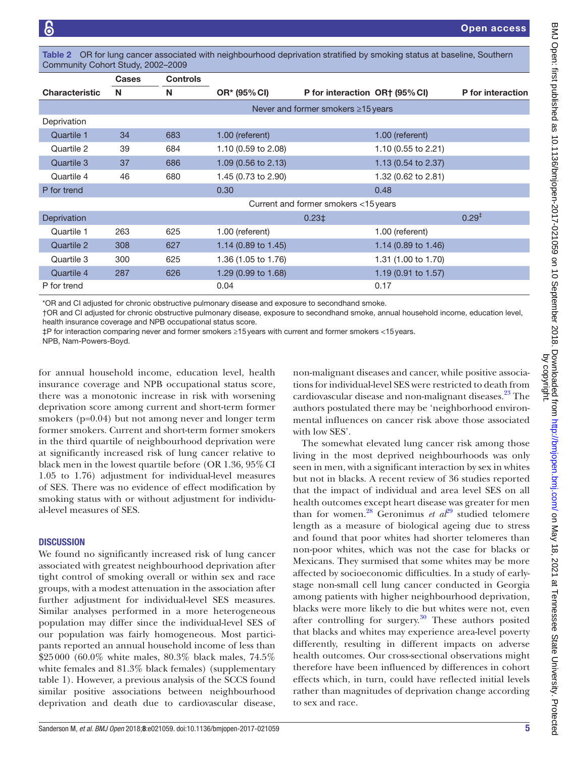Table 2 OR for lung cancer associated with neighbourhood deprivation stratified by smoking status at baseline, Southern Community Cohort Study, 2002–2009

| Characteristic | Cases N | Controls N | OR* (95% CI) | P for interaction | OR† (95% CI) | P for interaction |
|---|---|---|---|---|---|---|
| | | | Never and former smokers ≥15 years | | | |
| Deprivation | | | | | | |
| Quartile 1 | 34 | 683 | 1.00 (referent) | | 1.00 (referent) | |
| Quartile 2 | 39 | 684 | 1.10 (0.59 to 2.08) | | 1.10 (0.55 to 2.21) | |
| Quartile 3 | 37 | 686 | 1.09 (0.56 to 2.13) | | 1.13 (0.54 to 2.37) | |
| Quartile 4 | 46 | 680 | 1.45 (0.73 to 2.90) | | 1.32 (0.62 to 2.81) | |
| P for trend | | | 0.30 | | 0.48 | |
| | | | Current and former smokers <15 years | | | |
| Deprivation | | | | 0.23‡ | | 0.29‡ |
| Quartile 1 | 263 | 625 | 1.00 (referent) | | 1.00 (referent) | |
| Quartile 2 | 308 | 627 | 1.14 (0.89 to 1.45) | | 1.14 (0.89 to 1.46) | |
| Quartile 3 | 300 | 625 | 1.36 (1.05 to 1.76) | | 1.31 (1.00 to 1.70) | |
| Quartile 4 | 287 | 626 | 1.29 (0.99 to 1.68) | | 1.19 (0.91 to 1.57) | |
| P for trend | | | 0.04 | | 0.17 | |

*OR and CI adjusted for chronic obstructive pulmonary disease and exposure to secondhand smoke.
†OR and CI adjusted for chronic obstructive pulmonary disease, exposure to secondhand smoke, annual household income, education level, health insurance coverage and NPB occupational status score.
‡P for interaction comparing never and former smokers ≥15 years with current and former smokers <15 years.
NPB, Nam-Powers-Boyd.

for annual household income, education level, health insurance coverage and NPB occupational status score, there was a monotonic increase in risk with worsening deprivation score among current and short-term former smokers (p=0.04) but not among never and longer term former smokers. Current and short-term former smokers in the third quartile of neighbourhood deprivation were at significantly increased risk of lung cancer relative to black men in the lowest quartile before (OR 1.36, 95% CI 1.05 to 1.76) adjustment for individual-level measures of SES. There was no evidence of effect modification by smoking status with or without adjustment for individual-level measures of SES.

## DISCUSSION

We found no significantly increased risk of lung cancer associated with greatest neighbourhood deprivation after tight control of smoking overall or within sex and race groups, with a modest attenuation in the association after further adjustment for individual-level SES measures. Similar analyses performed in a more heterogeneous population may differ since the individual-level SES of our population was fairly homogeneous. Most participants reported an annual household income of less than \$25000 (60.0% white males, 80.3% black males, 74.5% white females and 81.3% black females) (supplementary table 1). However, a previous analysis of the SCCS found similar positive associations between neighbourhood deprivation and death due to cardiovascular disease, non-malignant diseases and cancer, while positive associations for individual-level SES were restricted to death from cardiovascular disease and non-malignant diseases.[23] The authors postulated there may be 'neighborhood environmental influences on cancer risk above those associated with low SES'.

The somewhat elevated lung cancer risk among those living in the most deprived neighbourhoods was only seen in men, with a significant interaction by sex in whites but not in blacks. A recent review of 36 studies reported that the impact of individual and area level SES on all health outcomes except heart disease was greater for men than for women.[28] Geronimus *et al*[29] studied telomere length as a measure of biological ageing due to stress and found that poor whites had shorter telomeres than non-poor whites, which was not the case for blacks or Mexicans. They surmised that some whites may be more affected by socioeconomic difficulties. In a study of early-stage non-small cell lung cancer conducted in Georgia among patients with higher neighbourhood deprivation, blacks were more likely to die but whites were not, even after controlling for surgery.[30] These authors posited that blacks and whites may experience area-level poverty differently, resulting in different impacts on adverse health outcomes. Our cross-sectional observations might therefore have been influenced by differences in cohort effects which, in turn, could have reflected initial levels rather than magnitudes of deprivation change according to sex and race.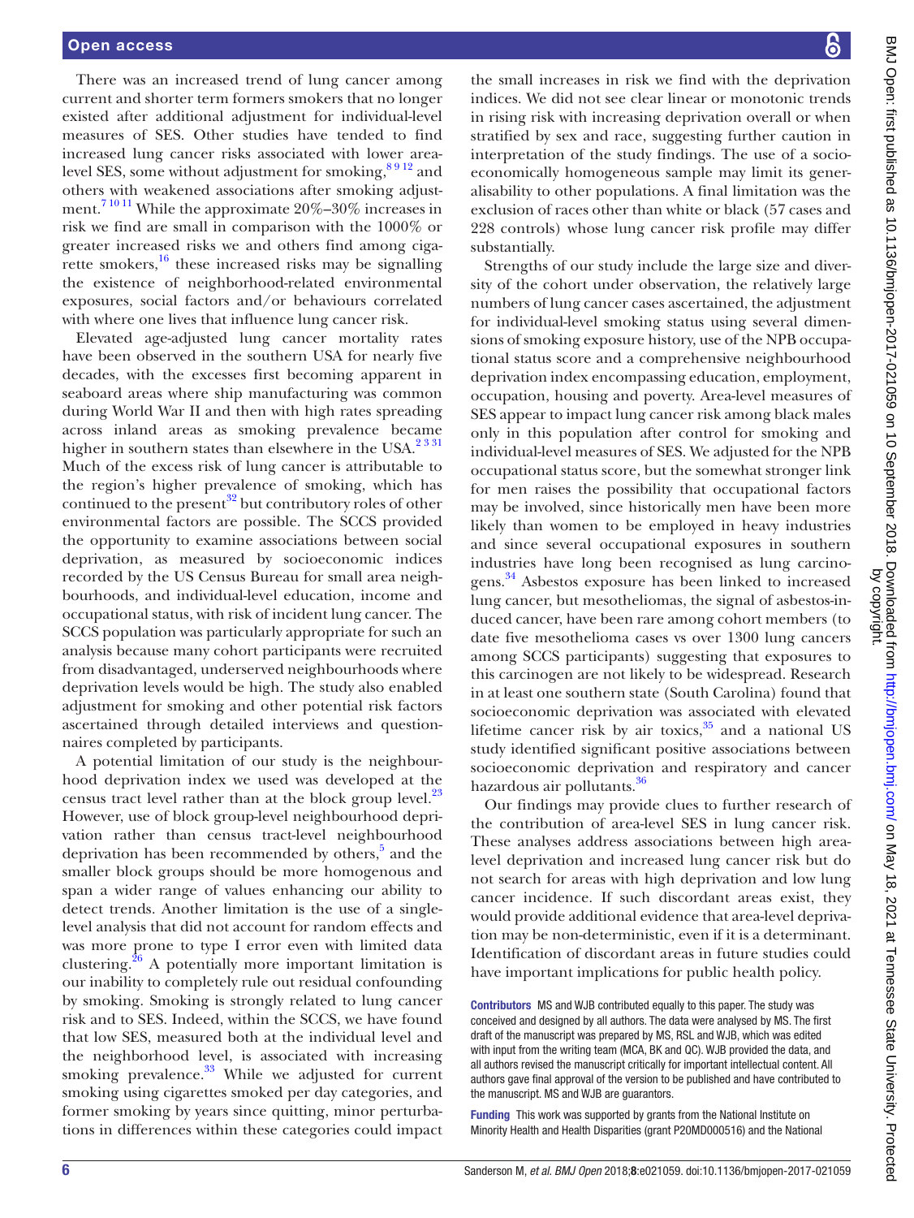There was an increased trend of lung cancer among current and shorter term formers smokers that no longer existed after additional adjustment for individual-level measures of SES. Other studies have tended to find increased lung cancer risks associated with lower area-level SES, some without adjustment for smoking,[8 9 12] and others with weakened associations after smoking adjustment.[7 10 11] While the approximate 20%–30% increases in risk we find are small in comparison with the 1000% or greater increased risks we and others find among cigarette smokers,[16] these increased risks may be signalling the existence of neighborhood-related environmental exposures, social factors and/or behaviours correlated with where one lives that influence lung cancer risk.

Elevated age-adjusted lung cancer mortality rates have been observed in the southern USA for nearly five decades, with the excesses first becoming apparent in seaboard areas where ship manufacturing was common during World War II and then with high rates spreading across inland areas as smoking prevalence became higher in southern states than elsewhere in the USA.[2 3 31] Much of the excess risk of lung cancer is attributable to the region's higher prevalence of smoking, which has continued to the present[32] but contributory roles of other environmental factors are possible. The SCCS provided the opportunity to examine associations between social deprivation, as measured by socioeconomic indices recorded by the US Census Bureau for small area neighbourhoods, and individual-level education, income and occupational status, with risk of incident lung cancer. The SCCS population was particularly appropriate for such an analysis because many cohort participants were recruited from disadvantaged, underserved neighbourhoods where deprivation levels would be high. The study also enabled adjustment for smoking and other potential risk factors ascertained through detailed interviews and questionnaires completed by participants.

A potential limitation of our study is the neighbourhood deprivation index we used was developed at the census tract level rather than at the block group level.[23] However, use of block group-level neighbourhood deprivation rather than census tract-level neighbourhood deprivation has been recommended by others,[5] and the smaller block groups should be more homogenous and span a wider range of values enhancing our ability to detect trends. Another limitation is the use of a single-level analysis that did not account for random effects and was more prone to type I error even with limited data clustering.[26] A potentially more important limitation is our inability to completely rule out residual confounding by smoking. Smoking is strongly related to lung cancer risk and to SES. Indeed, within the SCCS, we have found that low SES, measured both at the individual level and the neighborhood level, is associated with increasing smoking prevalence.[33] While we adjusted for current smoking using cigarettes smoked per day categories, and former smoking by years since quitting, minor perturbations in differences within these categories could impact the small increases in risk we find with the deprivation indices. We did not see clear linear or monotonic trends in rising risk with increasing deprivation overall or when stratified by sex and race, suggesting further caution in interpretation of the study findings. The use of a socioeconomically homogeneous sample may limit its generalisability to other populations. A final limitation was the exclusion of races other than white or black (57 cases and 228 controls) whose lung cancer risk profile may differ substantially.

Strengths of our study include the large size and diversity of the cohort under observation, the relatively large numbers of lung cancer cases ascertained, the adjustment for individual-level smoking status using several dimensions of smoking exposure history, use of the NPB occupational status score and a comprehensive neighbourhood deprivation index encompassing education, employment, occupation, housing and poverty. Area-level measures of SES appear to impact lung cancer risk among black males only in this population after control for smoking and individual-level measures of SES. We adjusted for the NPB occupational status score, but the somewhat stronger link for men raises the possibility that occupational factors may be involved, since historically men have been more likely than women to be employed in heavy industries and since several occupational exposures in southern industries have long been recognised as lung carcinogens.[34] Asbestos exposure has been linked to increased lung cancer, but mesotheliomas, the signal of asbestos-induced cancer, have been rare among cohort members (to date five mesothelioma cases vs over 1300 lung cancers among SCCS participants) suggesting that exposures to this carcinogen are not likely to be widespread. Research in at least one southern state (South Carolina) found that socioeconomic deprivation was associated with elevated lifetime cancer risk by air toxics,[35] and a national US study identified significant positive associations between socioeconomic deprivation and respiratory and cancer hazardous air pollutants.[36]

Our findings may provide clues to further research of the contribution of area-level SES in lung cancer risk. These analyses address associations between high area-level deprivation and increased lung cancer risk but do not search for areas with high deprivation and low lung cancer incidence. If such discordant areas exist, they would provide additional evidence that area-level deprivation may be non-deterministic, even if it is a determinant. Identification of discordant areas in future studies could have important implications for public health policy.

**Contributors** MS and WJB contributed equally to this paper. The study was conceived and designed by all authors. The data were analysed by MS. The first draft of the manuscript was prepared by MS, RSL and WJB, which was edited with input from the writing team (MCA, BK and QC). WJB provided the data, and all authors revised the manuscript critically for important intellectual content. All authors gave final approval of the version to be published and have contributed to the manuscript. MS and WJB are guarantors.

**Funding** This work was supported by grants from the National Institute on Minority Health and Health Disparities (grant P20MD000516) and the National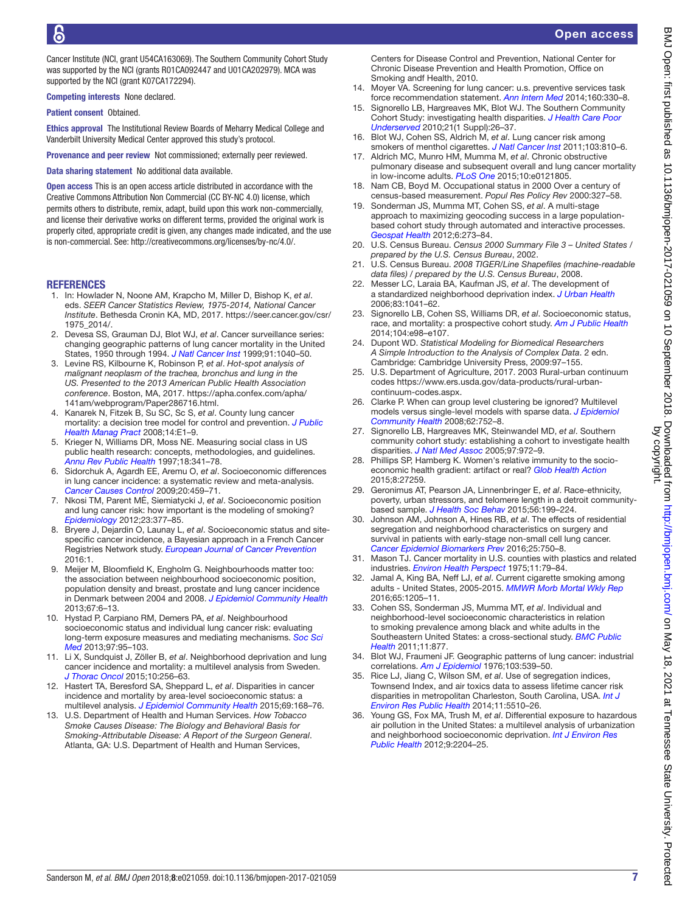Cancer Institute (NCI, grant U54CA163069). The Southern Community Cohort Study was supported by the NCI (grants R01CA092447 and U01CA202979). MCA was supported by the NCI (grant K07CA172294).

**Competing interests** None declared.

**Patient consent** Obtained.

**Ethics approval** The Institutional Review Boards of Meharry Medical College and Vanderbilt University Medical Center approved this study's protocol.

**Provenance and peer review** Not commissioned; externally peer reviewed.

**Data sharing statement** No additional data available.

**Open access** This is an open access article distributed in accordance with the Creative Commons Attribution Non Commercial (CC BY-NC 4.0) license, which permits others to distribute, remix, adapt, build upon this work non-commercially, and license their derivative works on different terms, provided the original work is properly cited, appropriate credit is given, any changes made indicated, and the use is non-commercial. See: http://creativecommons.org/licenses/by-nc/4.0/.

## REFERENCES

1. In: Howlader N, Noone AM, Krapcho M, Miller D, Bishop K, *et al*. eds. *SEER Cancer Statistics Review, 1975-2014, National Cancer Institute*. Bethesda Cronin KA, MD, 2017. https://seer.cancer.gov/csr/1975_2014/.
2. Devesa SS, Grauman DJ, Blot WJ, *et al*. Cancer surveillance series: changing geographic patterns of lung cancer mortality in the United States, 1950 through 1994. *J Natl Cancer Inst* 1999;91:1040–50.
3. Levine RS, Kilbourne K, Robinson P, *et al*. *Hot-spot analysis of malignant neoplasm of the trachea, bronchus and lung in the US. Presented to the 2013 American Public Health Association conference*. Boston, MA, 2017. https://apha.confex.com/apha/141am/webprogram/Paper286716.html.
4. Kanarek N, Fitzek B, Su SC, Sc S, *et al*. County lung cancer mortality: a decision tree model for control and prevention. *J Public Health Manag Pract* 2008;14:E1–9.
5. Krieger N, Williams DR, Moss NE. Measuring social class in US public health research: concepts, methodologies, and guidelines. *Annu Rev Public Health* 1997;18:341–78.
6. Sidorchuk A, Agardh EE, Aremu O, *et al*. Socioeconomic differences in lung cancer incidence: a systematic review and meta-analysis. *Cancer Causes Control* 2009;20:459–71.
7. Nkosi TM, Parent MÉ, Siemiatycki J, *et al*. Socioeconomic position and lung cancer risk: how important is the modeling of smoking? *Epidemiology* 2012;23:377–85.
8. Bryere J, Dejardin O, Launay L, *et al*. Socioeconomic status and site-specific cancer incidence, a Bayesian approach in a French Cancer Registries Network study. *European Journal of Cancer Prevention* 2016:1.
9. Meijer M, Bloomfield K, Engholm G. Neighbourhoods matter too: the association between neighbourhood socioeconomic position, population density and breast, prostate and lung cancer incidence in Denmark between 2004 and 2008. *J Epidemiol Community Health* 2013;67:6–13.
10. Hystad P, Carpiano RM, Demers PA, *et al*. Neighbourhood socioeconomic status and individual lung cancer risk: evaluating long-term exposure measures and mediating mechanisms. *Soc Sci Med* 2013;97:95–103.
11. Li X, Sundquist J, Zöller B, *et al*. Neighborhood deprivation and lung cancer incidence and mortality: a multilevel analysis from Sweden. *J Thorac Oncol* 2015;10:256–63.
12. Hastert TA, Beresford SA, Sheppard L, *et al*. Disparities in cancer incidence and mortality by area-level socioeconomic status: a multilevel analysis. *J Epidemiol Community Health* 2015;69:168–76.
13. U.S. Department of Health and Human Services. *How Tobacco Smoke Causes Disease: The Biology and Behavioral Basis for Smoking-Attributable Disease: A Report of the Surgeon General*. Atlanta, GA: U.S. Department of Health and Human Services, Centers for Disease Control and Prevention, National Center for Chronic Disease Prevention and Health Promotion, Office on Smoking andf Health, 2010.
14. Moyer VA. Screening for lung cancer: u.s. preventive services task force recommendation statement. *Ann Intern Med* 2014;160:330–8.
15. Signorello LB, Hargreaves MK, Blot WJ. The Southern Community Cohort Study: investigating health disparities. *J Health Care Poor Underserved* 2010;21(1 Suppl):26–37.
16. Blot WJ, Cohen SS, Aldrich M, *et al*. Lung cancer risk among smokers of menthol cigarettes. *J Natl Cancer Inst* 2011;103:810–6.
17. Aldrich MC, Munro HM, Mumma M, *et al*. Chronic obstructive pulmonary disease and subsequent overall and lung cancer mortality in low-income adults. *PLoS One* 2015;10:e0121805.
18. Nam CB, Boyd M. Occupational status in 2000 Over a century of census-based measurement. *Popul Res Policy Rev* 2000:327–58.
19. Sonderman JS, Mumma MT, Cohen SS, *et al*. A multi-stage approach to maximizing geocoding success in a large population-based cohort study through automated and interactive processes. *Geospat Health* 2012;6:273–84.
20. U.S. Census Bureau. *Census 2000 Summary File 3 – United States / prepared by the U.S. Census Bureau*, 2002.
21. U.S. Census Bureau. *2008 TIGER/Line Shapefiles (machine-readable data files) / prepared by the U.S. Census Bureau*, 2008.
22. Messer LC, Laraia BA, Kaufman JS, *et al*. The development of a standardized neighborhood deprivation index. *J Urban Health* 2006;83:1041–62.
23. Signorello LB, Cohen SS, Williams DR, *et al*. Socioeconomic status, race, and mortality: a prospective cohort study. *Am J Public Health* 2014;104:e98–e107.
24. Dupont WD. *Statistical Modeling for Biomedical Researchers A Simple Introduction to the Analysis of Complex Data*. 2 edn. Cambridge: Cambridge University Press, 2009:97–155.
25. U.S. Department of Agriculture, 2017. 2003 Rural-urban continuum codes https://www.ers.usda.gov/data-products/rural-urban-continuum-codes.aspx.
26. Clarke P. When can group level clustering be ignored? Multilevel models versus single-level models with sparse data. *J Epidemiol Community Health* 2008;62:752–8.
27. Signorello LB, Hargreaves MK, Steinwandel MD, *et al*. Southern community cohort study: establishing a cohort to investigate health disparities. *J Natl Med Assoc* 2005;97:972–9.
28. Phillips SP, Hamberg K. Women's relative immunity to the socio-economic health gradient: artifact or real? *Glob Health Action* 2015;8:27259.
29. Geronimus AT, Pearson JA, Linnenbringer E, *et al*. Race-ethnicity, poverty, urban stressors, and telomere length in a detroit community-based sample. *J Health Soc Behav* 2015;56:199–224.
30. Johnson AM, Johnson A, Hines RB, *et al*. The effects of residential segregation and neighborhood characteristics on surgery and survival in patients with early-stage non-small cell lung cancer. *Cancer Epidemiol Biomarkers Prev* 2016;25:750–8.
31. Mason TJ. Cancer mortality in U.S. counties with plastics and related industries. *Environ Health Perspect* 1975;11:79–84.
32. Jamal A, King BA, Neff LJ, *et al*. Current cigarette smoking among adults - United States, 2005-2015. *MMWR Morb Mortal Wkly Rep* 2016;65:1205–11.
33. Cohen SS, Sonderman JS, Mumma MT, *et al*. Individual and neighborhood-level socioeconomic characteristics in relation to smoking prevalence among black and white adults in the Southeastern United States: a cross-sectional study. *BMC Public Health* 2011;11:877.
34. Blot WJ, Fraumeni JF. Geographic patterns of lung cancer: industrial correlations. *Am J Epidemiol* 1976;103:539–50.
35. Rice LJ, Jiang C, Wilson SM, *et al*. Use of segregation indices, Townsend Index, and air toxics data to assess lifetime cancer risk disparities in metropolitan Charleston, South Carolina, USA. *Int J Environ Res Public Health* 2014;11:5510–26.
36. Young GS, Fox MA, Trush M, *et al*. Differential exposure to hazardous air pollution in the United States: a multilevel analysis of urbanization and neighborhood socioeconomic deprivation. *Int J Environ Res Public Health* 2012;9:2204–25.